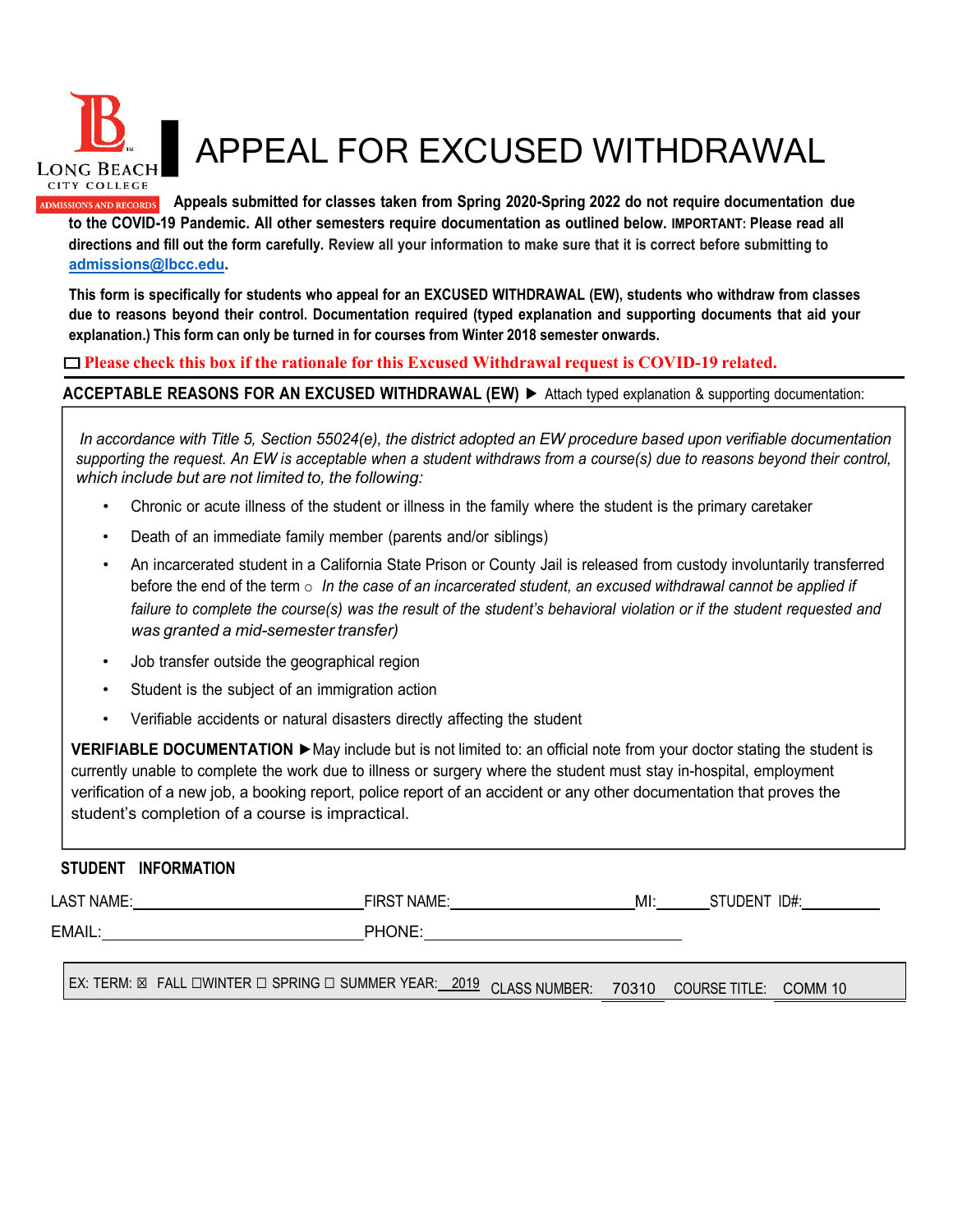LONG BEACH CITY COLLEGE

ADMISSIONS AND RECORDS

# APPEAL FOR EXCUSED WITHDRAWAL

**Appeals submitted for classes taken from Spring 2020-Spring 2022 do not require documentation due to the COVID-19 Pandemic. All other semesters require documentation as outlined below. IMPORTANT: Please read all directions and fill out the form carefully. Review all your information to make sure that it is correct before submitting to [admissions@lbcc.edu](mailto:admissions@lbcc.edu).**

**This form is specifically for students who appeal for an EXCUSED WITHDRAWAL (EW), students who withdraw from classes due to reasons beyond their control. Documentation required (typed explanation and supporting documents that aid your explanation.) This form can only be turned in for courses from Winter 2018 semester onwards.**

☐ **Please check this box if the rationale for this Excused Withdrawal request is COVID-19 related.**

**ACCEPTABLE REASONS FOR AN EXCUSED WITHDRAWAL (EW)** ▶ Attach typed explanation & supporting documentation:

*In accordance with Title 5, Section 55024(e), the district adopted an EW procedure based upon verifiable documentation supporting the request. An EW is acceptable when a student withdraws from a course(s) due to reasons beyond their control, which include but are not limited to, the following:*

- Chronic or acute illness of the student or illness in the family where the student is the primary caretaker
- Death of an immediate family member (parents and/or siblings)
- An incarcerated student in a California State Prison or County Jail is released from custody involuntarily transferred before the end of the term ○ *In the case of an incarcerated student, an excused withdrawal cannot be applied if failure to complete the course(s) was the result of the student's behavioral violation or if the student requested and was granted a mid-semester transfer)*
- Job transfer outside the geographical region
- Student is the subject of an immigration action
- Verifiable accidents or natural disasters directly affecting the student

**VERIFIABLE DOCUMENTATION** ▶May include but is not limited to: an official note from your doctor stating the student is currently unable to complete the work due to illness or surgery where the student must stay in-hospital, employment verification of a new job, a booking report, police report of an accident or any other documentation that proves the student's completion of a course is impractical.

**STUDENT INFORMATION**

LAST NAME:\_\_\_\_\_\_\_\_\_\_\_\_\_\_\_\_\_\_\_\_ FIRST NAME:\_\_\_\_\_\_\_\_\_\_\_\_\_\_\_\_\_\_\_\_ MI:\_\_\_\_\_\_ STUDENT ID#:\_\_\_\_\_\_\_\_\_\_

EMAIL:\_\_\_\_\_\_\_\_\_\_\_\_\_\_\_\_\_\_\_\_\_\_\_\_\_\_ PHONE:\_\_\_\_\_\_\_\_\_\_\_\_\_\_\_\_\_\_\_\_\_\_\_\_\_\_

EX: TERM: ☒ FALL ☐WINTER ☐ SPRING ☐ SUMMER YEAR: 2019 CLASS NUMBER: 70310 COURSE TITLE: COMM 10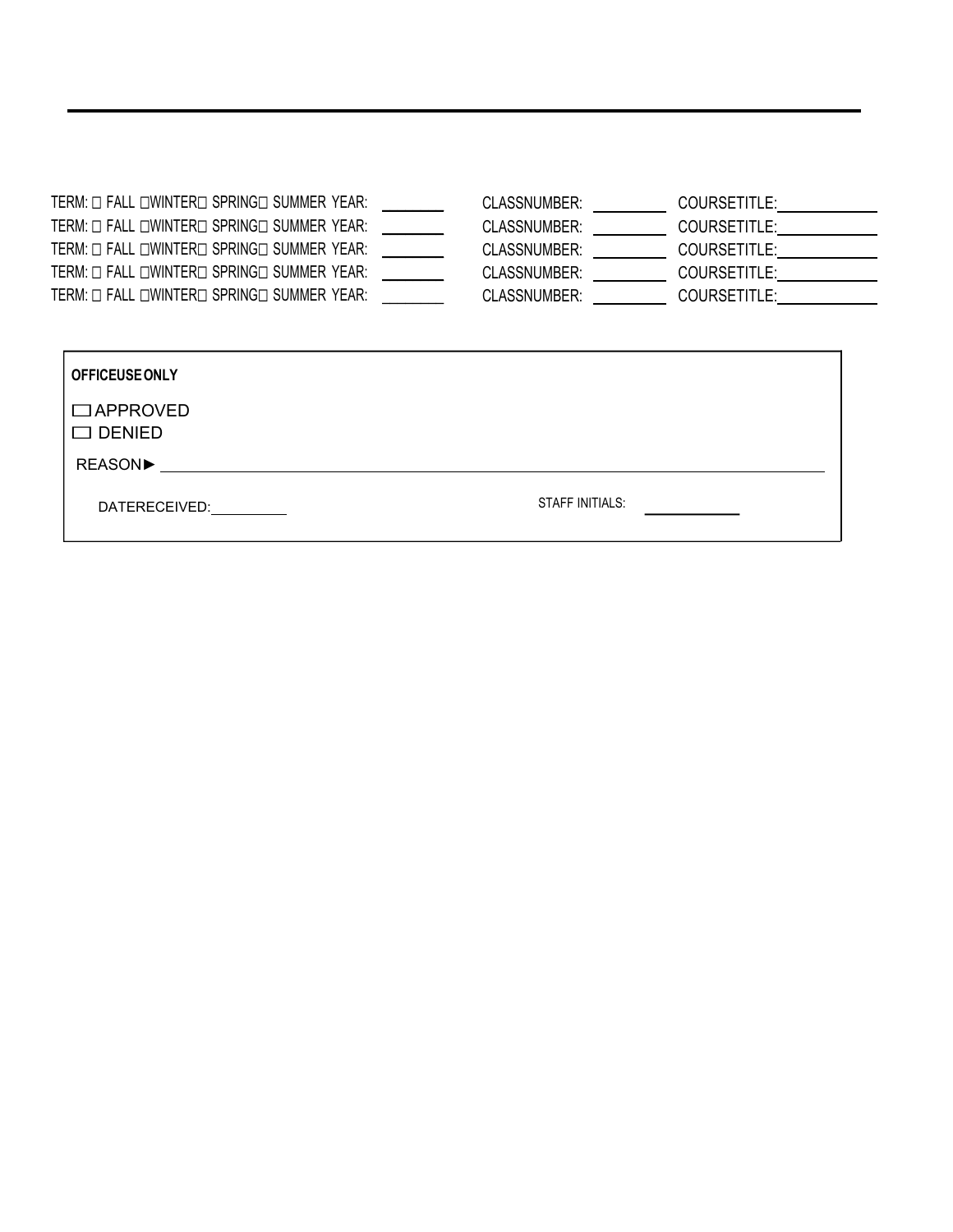---

TERM: ☐ FALL ☐WINTER☐ SPRING☐ SUMMER YEAR: ________ CLASSNUMBER: ________ COURSETITLE: ____________

TERM: ☐ FALL ☐WINTER☐ SPRING☐ SUMMER YEAR: ________ CLASSNUMBER: ________ COURSETITLE: ____________

TERM: ☐ FALL ☐WINTER☐ SPRING☐ SUMMER YEAR: ________ CLASSNUMBER: ________ COURSETITLE: ____________

TERM: ☐ FALL ☐WINTER☐ SPRING☐ SUMMER YEAR: ________ CLASSNUMBER: ________ COURSETITLE: ____________

TERM: ☐ FALL ☐WINTER☐ SPRING☐ SUMMER YEAR: ________ CLASSNUMBER: ________ COURSETITLE: ____________

**OFFICEUSE ONLY**

☐ APPROVED
☐ DENIED

REASON► ________________________________________________________________

DATERECEIVED: __________ STAFF INITIALS: ____________